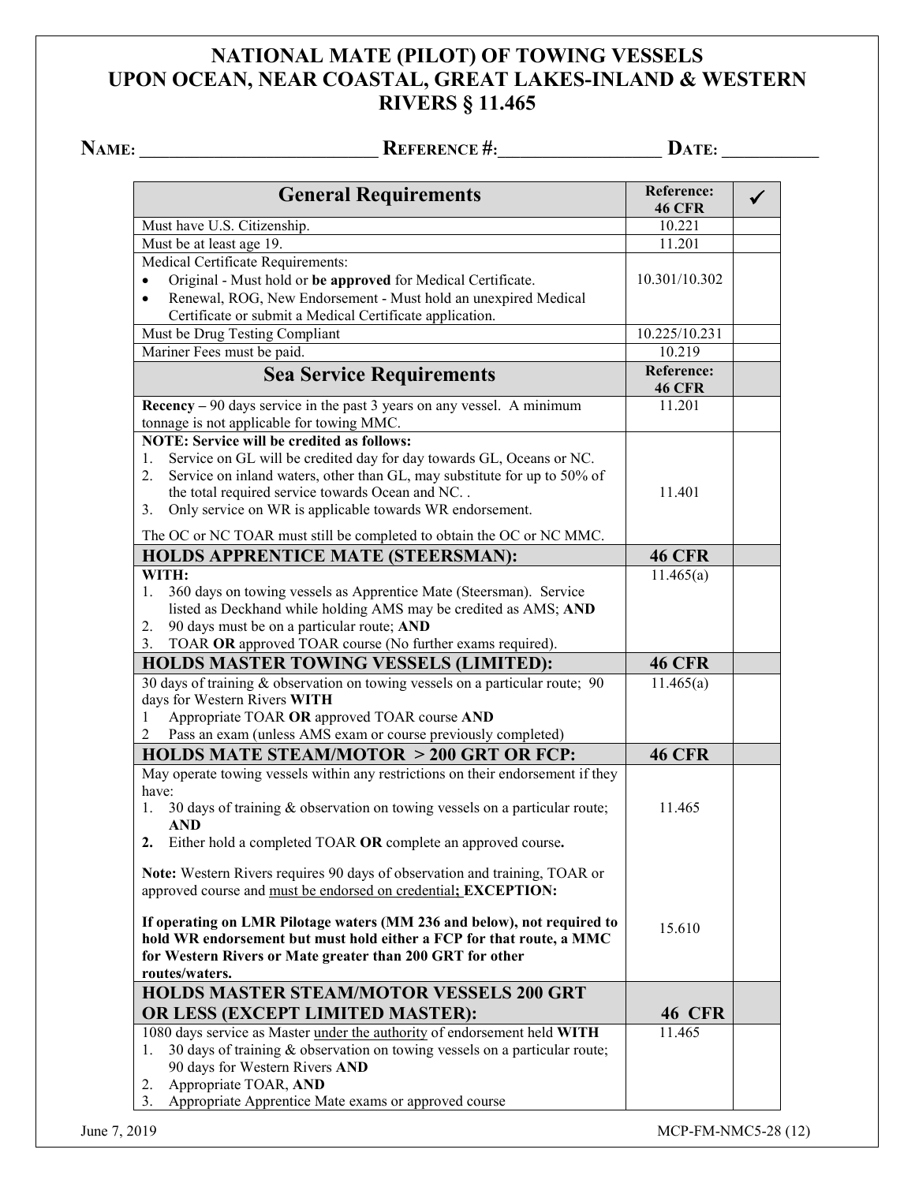# NATIONAL MATE (PILOT) OF TOWING VESSELS UPON OCEAN, NEAR COASTAL, GREAT LAKES-INLAND & WESTERN RIVERS § 11.465

**NAME:** ______________________ **REFERENCE #:** ________________ **DATE:** __________

| General Requirements | Reference: 46 CFR | ✓ |
|---|---|---|
| Must have U.S. Citizenship. | 10.221 | |
| Must be at least age 19. | 11.201 | |
| Medical Certificate Requirements:<br>• Original - Must hold or **be approved** for Medical Certificate.<br>• Renewal, ROG, New Endorsement - Must hold an unexpired Medical Certificate or submit a Medical Certificate application. | 10.301/10.302 | |
| Must be Drug Testing Compliant | 10.225/10.231 | |
| Mariner Fees must be paid. | 10.219 | |
| **Sea Service Requirements** | **Reference: 46 CFR** | |
| **Recency –** 90 days service in the past 3 years on any vessel. A minimum tonnage is not applicable for towing MMC. | 11.201 | |
| **NOTE: Service will be credited as follows:**<br>1. Service on GL will be credited day for day towards GL, Oceans or NC.<br>2. Service on inland waters, other than GL, may substitute for up to 50% of the total required service towards Ocean and NC. .<br>3. Only service on WR is applicable towards WR endorsement.<br><br>The OC or NC TOAR must still be completed to obtain the OC or NC MMC. | 11.401 | |
| **HOLDS APPRENTICE MATE (STEERSMAN):** | **46 CFR** | |
| **WITH:**<br>1. 360 days on towing vessels as Apprentice Mate (Steersman). Service listed as Deckhand while holding AMS may be credited as AMS; **AND**<br>2. 90 days must be on a particular route; **AND**<br>3. TOAR **OR** approved TOAR course (No further exams required). | 11.465(a) | |
| **HOLDS MASTER TOWING VESSELS (LIMITED):** | **46 CFR** | |
| 30 days of training & observation on towing vessels on a particular route; 90 days for Western Rivers **WITH**<br>1 Appropriate TOAR **OR** approved TOAR course **AND**<br>2 Pass an exam (unless AMS exam or course previously completed) | 11.465(a) | |
| **HOLDS MATE STEAM/MOTOR > 200 GRT OR FCP:** | **46 CFR** | |
| May operate towing vessels within any restrictions on their endorsement if they have:<br>1. 30 days of training & observation on towing vessels on a particular route; **AND**<br>**2.** Either hold a completed TOAR **OR** complete an approved course**.**<br><br>**Note:** Western Rivers requires 90 days of observation and training, TOAR or approved course and <u>must be endorsed on credential</u>**; EXCEPTION:**<br><br>**If operating on LMR Pilotage waters (MM 236 and below), not required to hold WR endorsement but must hold either a FCP for that route, a MMC for Western Rivers or Mate greater than 200 GRT for other routes/waters.** | 11.465<br><br>15.610 | |
| **HOLDS MASTER STEAM/MOTOR VESSELS 200 GRT OR LESS (EXCEPT LIMITED MASTER):** | **46 CFR** | |
| 1080 days service as Master <u>under the authority</u> of endorsement held **WITH**<br>1. 30 days of training & observation on towing vessels on a particular route; 90 days for Western Rivers **AND**<br>2. Appropriate TOAR, **AND**<br>3. Appropriate Apprentice Mate exams or approved course | 11.465 | |

June 7, 2019 MCP-FM-NMC5-28 (12)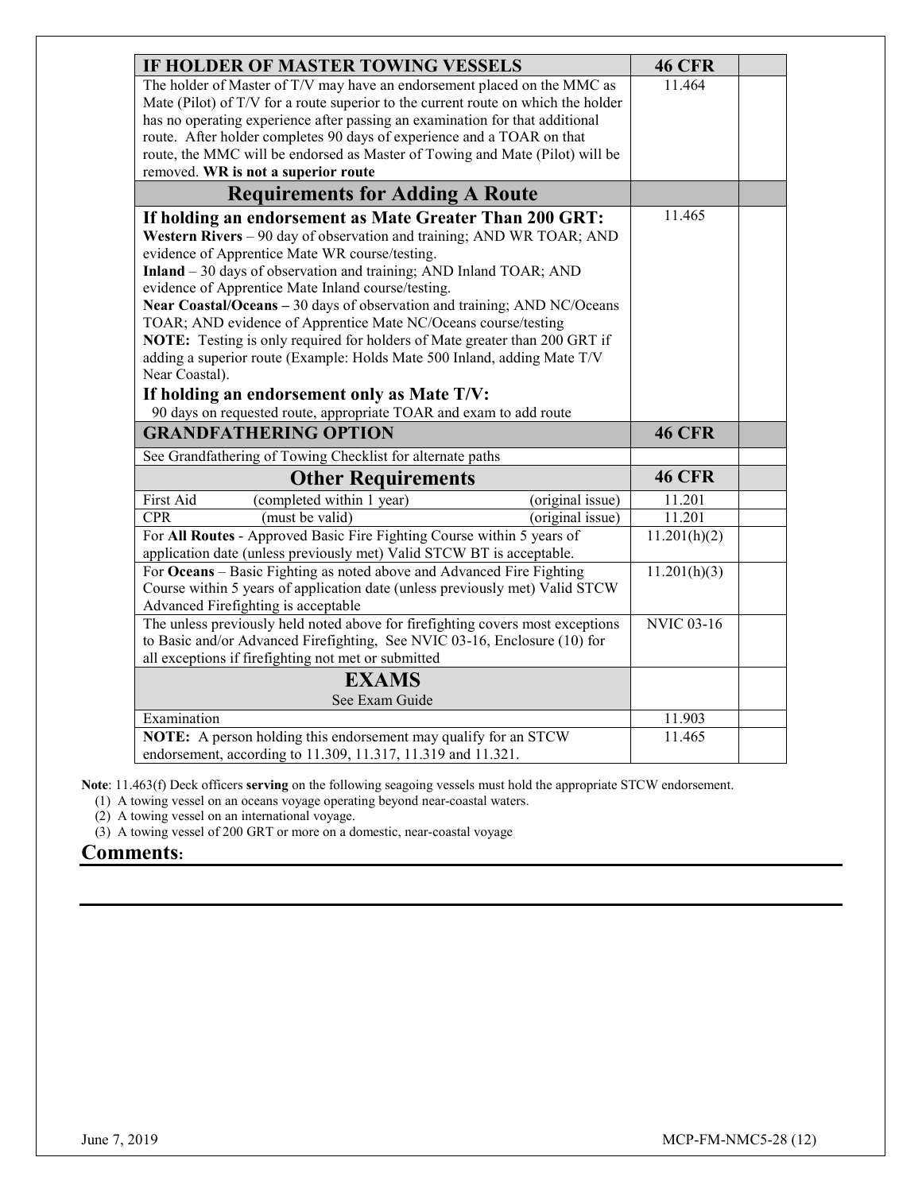| IF HOLDER OF MASTER TOWING VESSELS | 46 CFR | |
|---|---|---|
| The holder of Master of T/V may have an endorsement placed on the MMC as Mate (Pilot) of T/V for a route superior to the current route on which the holder has no operating experience after passing an examination for that additional route. After holder completes 90 days of experience and a TOAR on that route, the MMC will be endorsed as Master of Towing and Mate (Pilot) will be removed. **WR is not a superior route** | 11.464 | |
| **Requirements for Adding A Route** | | |
| **If holding an endorsement as Mate Greater Than 200 GRT:**<br>**Western Rivers** – 90 day of observation and training; AND WR TOAR; AND evidence of Apprentice Mate WR course/testing.<br>**Inland** – 30 days of observation and training; AND Inland TOAR; AND evidence of Apprentice Mate Inland course/testing.<br>**Near Coastal/Oceans –** 30 days of observation and training; AND NC/Oceans TOAR; AND evidence of Apprentice Mate NC/Oceans course/testing<br>**NOTE:** Testing is only required for holders of Mate greater than 200 GRT if adding a superior route (Example: Holds Mate 500 Inland, adding Mate T/V Near Coastal).<br>**If holding an endorsement only as Mate T/V:**<br>90 days on requested route, appropriate TOAR and exam to add route | 11.465 | |
| **GRANDFATHERING OPTION** | **46 CFR** | |
| See Grandfathering of Towing Checklist for alternate paths | | |
| **Other Requirements** | **46 CFR** | |
| First Aid (completed within 1 year) (original issue) | 11.201 | |
| CPR (must be valid) (original issue) | 11.201 | |
| For **All Routes** - Approved Basic Fire Fighting Course within 5 years of application date (unless previously met) Valid STCW BT is acceptable. | 11.201(h)(2) | |
| For **Oceans** – Basic Fighting as noted above and Advanced Fire Fighting Course within 5 years of application date (unless previously met) Valid STCW Advanced Firefighting is acceptable | 11.201(h)(3) | |
| The unless previously held noted above for firefighting covers most exceptions to Basic and/or Advanced Firefighting, See NVIC 03-16, Enclosure (10) for all exceptions if firefighting not met or submitted | NVIC 03-16 | |
| **EXAMS**<br>See Exam Guide | | |
| Examination | 11.903 | |
| **NOTE:** A person holding this endorsement may qualify for an STCW endorsement, according to 11.309, 11.317, 11.319 and 11.321. | 11.465 | |

**Note**: 11.463(f) Deck officers **serving** on the following seagoing vessels must hold the appropriate STCW endorsement.

(1) A towing vessel on an oceans voyage operating beyond near-coastal waters.
(2) A towing vessel on an international voyage.
(3) A towing vessel of 200 GRT or more on a domestic, near-coastal voyage

## Comments: